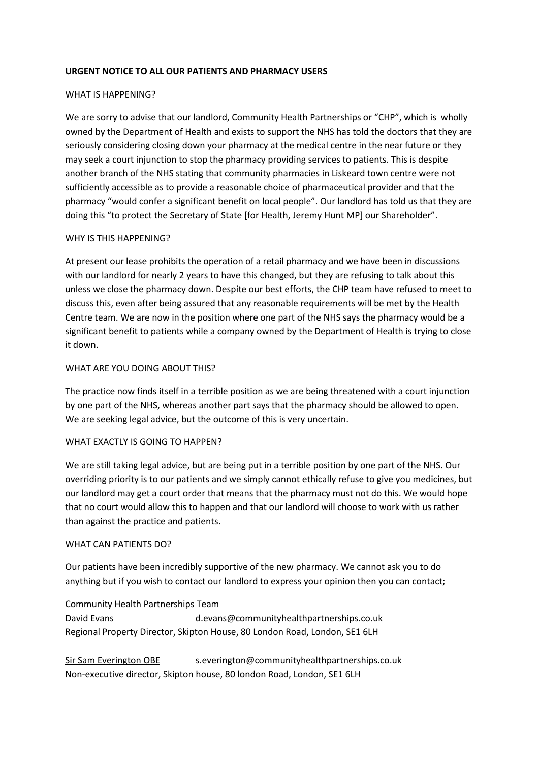**URGENT NOTICE TO ALL OUR PATIENTS AND PHARMACY USERS**

WHAT IS HAPPENING?

We are sorry to advise that our landlord, Community Health Partnerships or "CHP", which is wholly owned by the Department of Health and exists to support the NHS has told the doctors that they are seriously considering closing down your pharmacy at the medical centre in the near future or they may seek a court injunction to stop the pharmacy providing services to patients. This is despite another branch of the NHS stating that community pharmacies in Liskeard town centre were not sufficiently accessible as to provide a reasonable choice of pharmaceutical provider and that the pharmacy "would confer a significant benefit on local people". Our landlord has told us that they are doing this "to protect the Secretary of State [for Health, Jeremy Hunt MP] our Shareholder".

WHY IS THIS HAPPENING?

At present our lease prohibits the operation of a retail pharmacy and we have been in discussions with our landlord for nearly 2 years to have this changed, but they are refusing to talk about this unless we close the pharmacy down. Despite our best efforts, the CHP team have refused to meet to discuss this, even after being assured that any reasonable requirements will be met by the Health Centre team. We are now in the position where one part of the NHS says the pharmacy would be a significant benefit to patients while a company owned by the Department of Health is trying to close it down.

WHAT ARE YOU DOING ABOUT THIS?

The practice now finds itself in a terrible position as we are being threatened with a court injunction by one part of the NHS, whereas another part says that the pharmacy should be allowed to open. We are seeking legal advice, but the outcome of this is very uncertain.

WHAT EXACTLY IS GOING TO HAPPEN?

We are still taking legal advice, but are being put in a terrible position by one part of the NHS. Our overriding priority is to our patients and we simply cannot ethically refuse to give you medicines, but our landlord may get a court order that means that the pharmacy must not do this. We would hope that no court would allow this to happen and that our landlord will choose to work with us rather than against the practice and patients.

WHAT CAN PATIENTS DO?

Our patients have been incredibly supportive of the new pharmacy. We cannot ask you to do anything but if you wish to contact our landlord to express your opinion then you can contact;

Community Health Partnerships Team
David Evans d.evans@communityhealthpartnerships.co.uk
Regional Property Director, Skipton House, 80 London Road, London, SE1 6LH

Sir Sam Everington OBE s.everington@communityhealthpartnerships.co.uk
Non-executive director, Skipton house, 80 london Road, London, SE1 6LH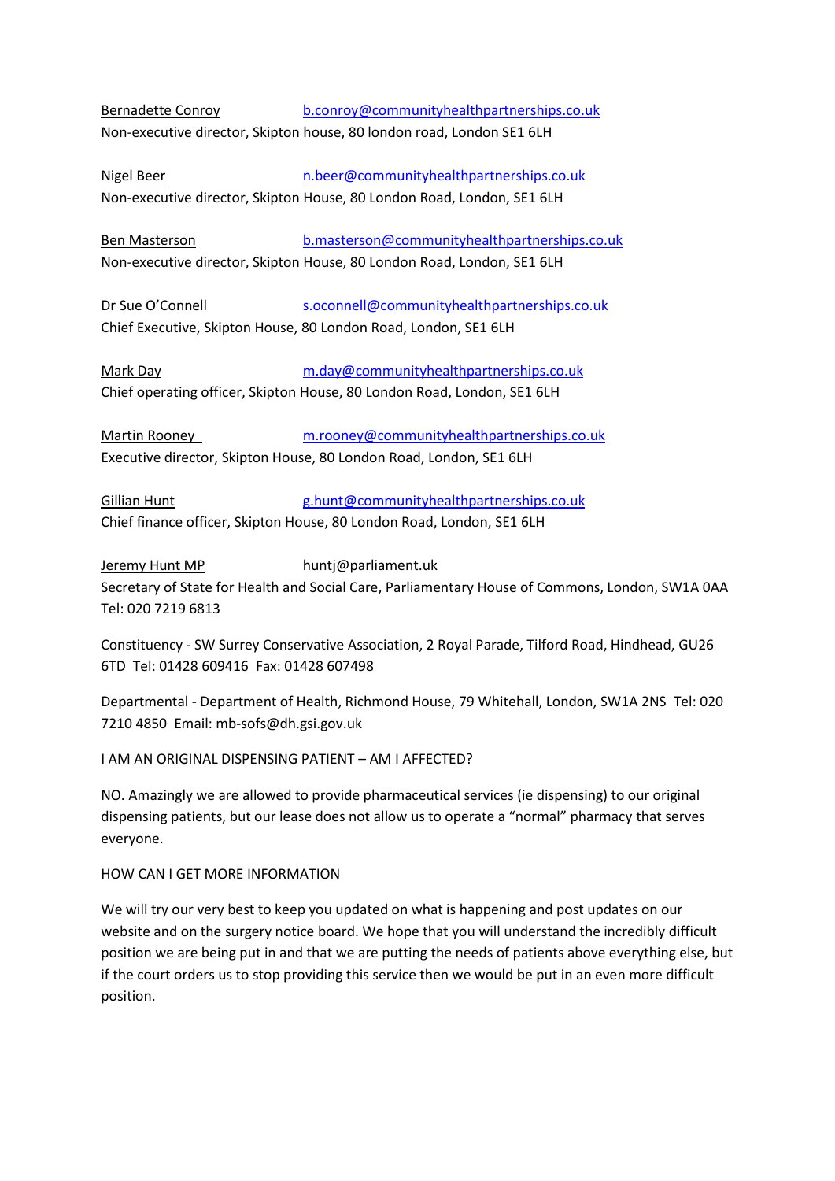Bernadette Conroy b.conroy@communityhealthpartnerships.co.uk
Non-executive director, Skipton house, 80 london road, London SE1 6LH

Nigel Beer n.beer@communityhealthpartnerships.co.uk
Non-executive director, Skipton House, 80 London Road, London, SE1 6LH

Ben Masterson b.masterson@communityhealthpartnerships.co.uk
Non-executive director, Skipton House, 80 London Road, London, SE1 6LH

Dr Sue O'Connell s.oconnell@communityhealthpartnerships.co.uk
Chief Executive, Skipton House, 80 London Road, London, SE1 6LH

Mark Day m.day@communityhealthpartnerships.co.uk
Chief operating officer, Skipton House, 80 London Road, London, SE1 6LH

Martin Rooney m.rooney@communityhealthpartnerships.co.uk
Executive director, Skipton House, 80 London Road, London, SE1 6LH

Gillian Hunt g.hunt@communityhealthpartnerships.co.uk
Chief finance officer, Skipton House, 80 London Road, London, SE1 6LH

Jeremy Hunt MP huntj@parliament.uk
Secretary of State for Health and Social Care, Parliamentary House of Commons, London, SW1A 0AA
Tel: 020 7219 6813

Constituency - SW Surrey Conservative Association, 2 Royal Parade, Tilford Road, Hindhead, GU26 6TD Tel: 01428 609416 Fax: 01428 607498

Departmental - Department of Health, Richmond House, 79 Whitehall, London, SW1A 2NS Tel: 020 7210 4850 Email: mb-sofs@dh.gsi.gov.uk

I AM AN ORIGINAL DISPENSING PATIENT – AM I AFFECTED?

NO. Amazingly we are allowed to provide pharmaceutical services (ie dispensing) to our original dispensing patients, but our lease does not allow us to operate a "normal" pharmacy that serves everyone.

HOW CAN I GET MORE INFORMATION

We will try our very best to keep you updated on what is happening and post updates on our website and on the surgery notice board. We hope that you will understand the incredibly difficult position we are being put in and that we are putting the needs of patients above everything else, but if the court orders us to stop providing this service then we would be put in an even more difficult position.